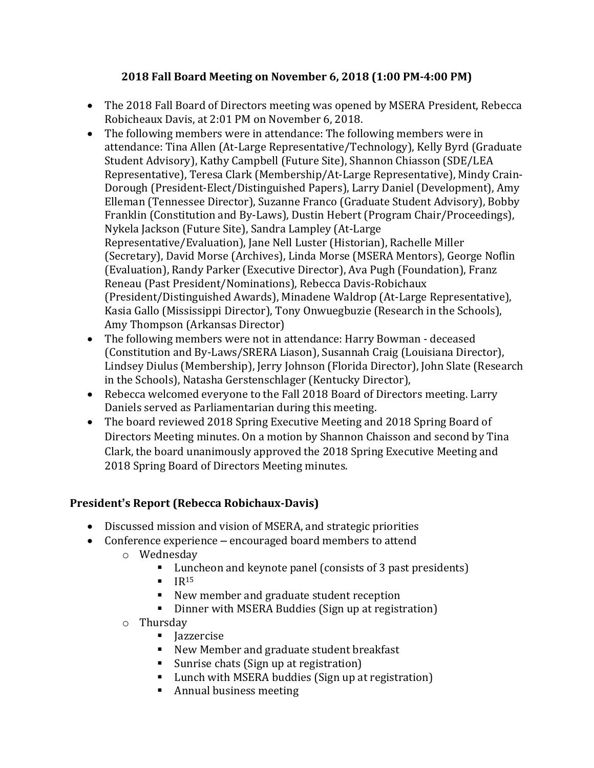### 2018 Fall Board Meeting on November 6, 2018 (1:00 PM-4:00 PM)

- The 2018 Fall Board of Directors meeting was opened by MSERA President, Rebecca Robicheaux Davis, at 2:01 PM on November 6, 2018.
- The following members were in attendance: The following members were in attendance: Tina Allen (At-Large Representative/Technology), Kelly Byrd (Graduate Student Advisory), Kathy Campbell (Future Site), Shannon Chiasson (SDE/LEA Representative), Teresa Clark (Membership/At-Large Representative), Mindy Crain-Dorough (President-Elect/Distinguished Papers), Larry Daniel (Development), Amy Elleman (Tennessee Director), Suzanne Franco (Graduate Student Advisory), Bobby Franklin (Constitution and By-Laws), Dustin Hebert (Program Chair/Proceedings), Nykela Jackson (Future Site), Sandra Lampley (At-Large Representative/Evaluation), Jane Nell Luster (Historian), Rachelle Miller (Secretary), David Morse (Archives), Linda Morse (MSERA Mentors), George Noflin (Evaluation), Randy Parker (Executive Director), Ava Pugh (Foundation), Franz Reneau (Past President/Nominations), Rebecca Davis-Robichaux (President/Distinguished Awards), Minadene Waldrop (At-Large Representative), Kasia Gallo (Mississippi Director), Tony Onwuegbuzie (Research in the Schools), Amy Thompson (Arkansas Director)
- The following members were not in attendance: Harry Bowman - deceased (Constitution and By-Laws/SRERA Liason), Susannah Craig (Louisiana Director), Lindsey Diulus (Membership), Jerry Johnson (Florida Director), John Slate (Research in the Schools), Natasha Gerstenschlager (Kentucky Director),
- Rebecca welcomed everyone to the Fall 2018 Board of Directors meeting. Larry Daniels served as Parliamentarian during this meeting.
- The board reviewed 2018 Spring Executive Meeting and 2018 Spring Board of Directors Meeting minutes. On a motion by Shannon Chaisson and second by Tina Clark, the board unanimously approved the 2018 Spring Executive Meeting and 2018 Spring Board of Directors Meeting minutes.

### President's Report (Rebecca Robichaux-Davis)

- Discussed mission and vision of MSERA, and strategic priorities
- Conference experience – encouraged board members to attend
  - Wednesday
    - Luncheon and keynote panel (consists of 3 past presidents)
    - $IR^{15}$
    - New member and graduate student reception
    - Dinner with MSERA Buddies (Sign up at registration)
  - Thursday
    - Jazzercise
    - New Member and graduate student breakfast
    - Sunrise chats (Sign up at registration)
    - Lunch with MSERA buddies (Sign up at registration)
    - Annual business meeting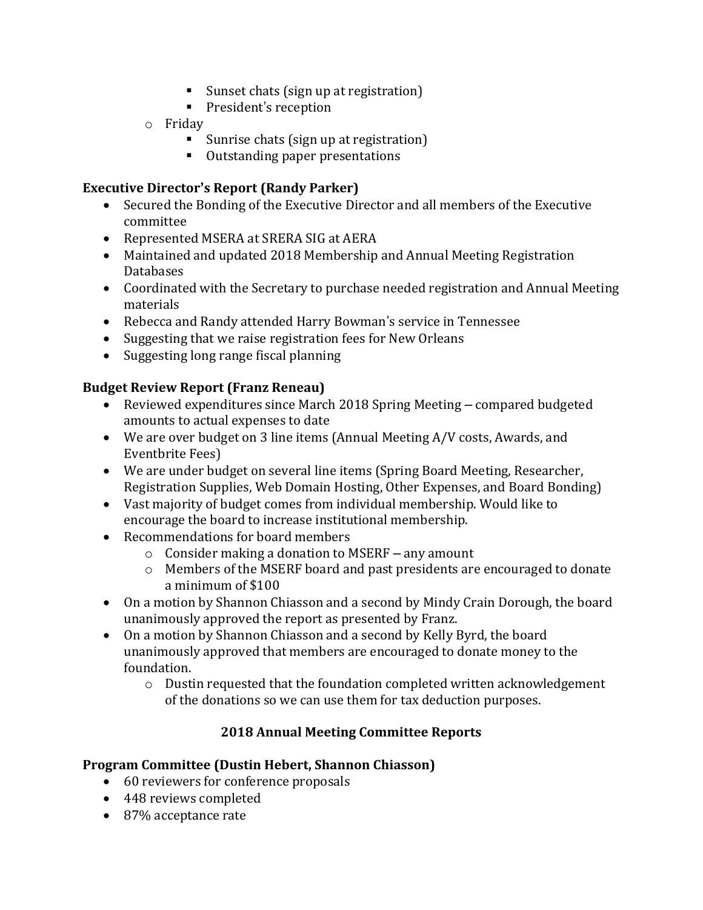- Sunset chats (sign up at registration)
        - President's reception
    - Friday
        - Sunrise chats (sign up at registration)
        - Outstanding paper presentations

**Executive Director's Report (Randy Parker)**

- Secured the Bonding of the Executive Director and all members of the Executive committee
- Represented MSERA at SRERA SIG at AERA
- Maintained and updated 2018 Membership and Annual Meeting Registration Databases
- Coordinated with the Secretary to purchase needed registration and Annual Meeting materials
- Rebecca and Randy attended Harry Bowman's service in Tennessee
- Suggesting that we raise registration fees for New Orleans
- Suggesting long range fiscal planning

**Budget Review Report (Franz Reneau)**

- Reviewed expenditures since March 2018 Spring Meeting – compared budgeted amounts to actual expenses to date
- We are over budget on 3 line items (Annual Meeting A/V costs, Awards, and Eventbrite Fees)
- We are under budget on several line items (Spring Board Meeting, Researcher, Registration Supplies, Web Domain Hosting, Other Expenses, and Board Bonding)
- Vast majority of budget comes from individual membership. Would like to encourage the board to increase institutional membership.
- Recommendations for board members
    - Consider making a donation to MSERF – any amount
    - Members of the MSERF board and past presidents are encouraged to donate a minimum of $100
- On a motion by Shannon Chiasson and a second by Mindy Crain Dorough, the board unanimously approved the report as presented by Franz.
- On a motion by Shannon Chiasson and a second by Kelly Byrd, the board unanimously approved that members are encouraged to donate money to the foundation.
    - Dustin requested that the foundation completed written acknowledgement of the donations so we can use them for tax deduction purposes.

**2018 Annual Meeting Committee Reports**

**Program Committee (Dustin Hebert, Shannon Chiasson)**

- 60 reviewers for conference proposals
- 448 reviews completed
- 87% acceptance rate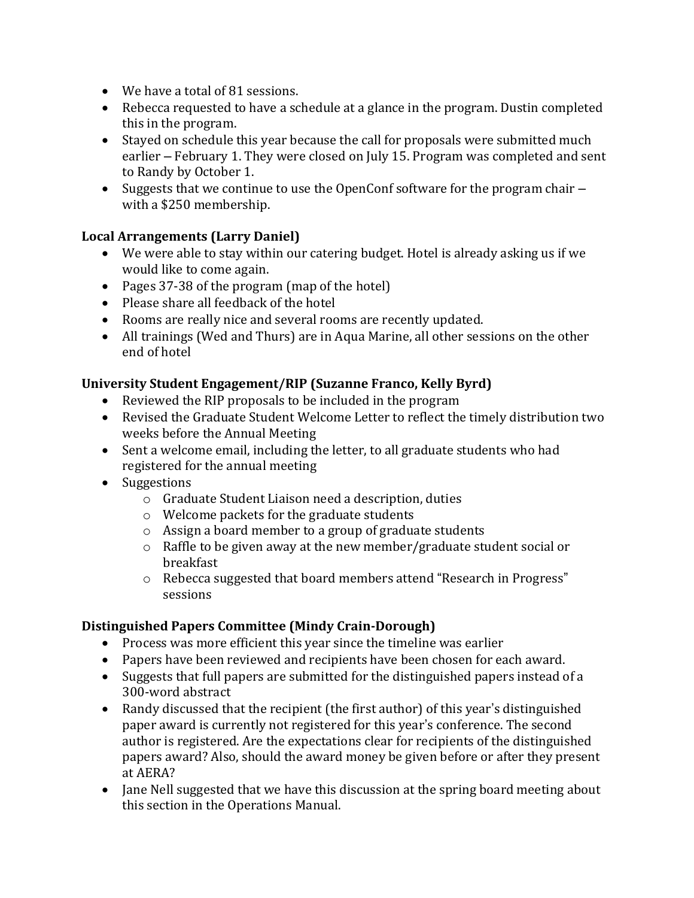- We have a total of 81 sessions.
- Rebecca requested to have a schedule at a glance in the program. Dustin completed this in the program.
- Stayed on schedule this year because the call for proposals were submitted much earlier – February 1. They were closed on July 15. Program was completed and sent to Randy by October 1.
- Suggests that we continue to use the OpenConf software for the program chair – with a $250 membership.

**Local Arrangements (Larry Daniel)**

- We were able to stay within our catering budget. Hotel is already asking us if we would like to come again.
- Pages 37-38 of the program (map of the hotel)
- Please share all feedback of the hotel
- Rooms are really nice and several rooms are recently updated.
- All trainings (Wed and Thurs) are in Aqua Marine, all other sessions on the other end of hotel

**University Student Engagement/RIP (Suzanne Franco, Kelly Byrd)**

- Reviewed the RIP proposals to be included in the program
- Revised the Graduate Student Welcome Letter to reflect the timely distribution two weeks before the Annual Meeting
- Sent a welcome email, including the letter, to all graduate students who had registered for the annual meeting
- Suggestions
    - Graduate Student Liaison need a description, duties
    - Welcome packets for the graduate students
    - Assign a board member to a group of graduate students
    - Raffle to be given away at the new member/graduate student social or breakfast
    - Rebecca suggested that board members attend "Research in Progress" sessions

**Distinguished Papers Committee (Mindy Crain-Dorough)**

- Process was more efficient this year since the timeline was earlier
- Papers have been reviewed and recipients have been chosen for each award.
- Suggests that full papers are submitted for the distinguished papers instead of a 300-word abstract
- Randy discussed that the recipient (the first author) of this year's distinguished paper award is currently not registered for this year's conference. The second author is registered. Are the expectations clear for recipients of the distinguished papers award? Also, should the award money be given before or after they present at AERA?
- Jane Nell suggested that we have this discussion at the spring board meeting about this section in the Operations Manual.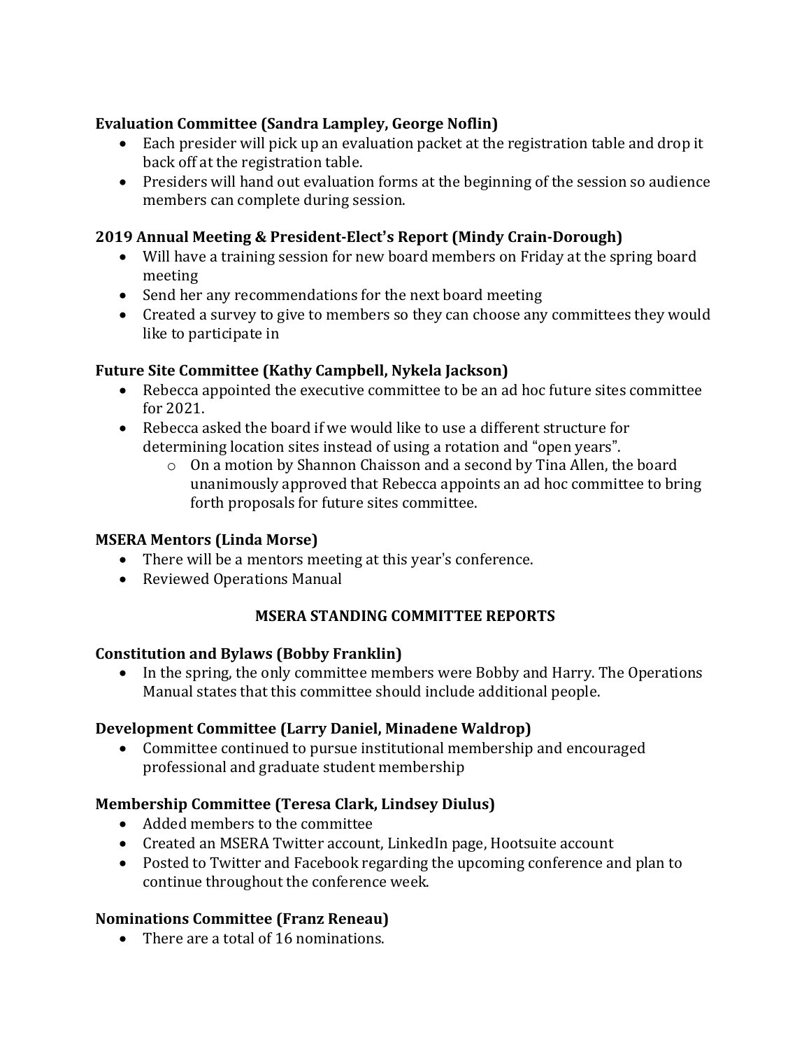**Evaluation Committee (Sandra Lampley, George Noflin)**

- Each presider will pick up an evaluation packet at the registration table and drop it back off at the registration table.
- Presiders will hand out evaluation forms at the beginning of the session so audience members can complete during session.

**2019 Annual Meeting & President-Elect's Report (Mindy Crain-Dorough)**

- Will have a training session for new board members on Friday at the spring board meeting
- Send her any recommendations for the next board meeting
- Created a survey to give to members so they can choose any committees they would like to participate in

**Future Site Committee (Kathy Campbell, Nykela Jackson)**

- Rebecca appointed the executive committee to be an ad hoc future sites committee for 2021.
- Rebecca asked the board if we would like to use a different structure for determining location sites instead of using a rotation and "open years".
    - On a motion by Shannon Chaisson and a second by Tina Allen, the board unanimously approved that Rebecca appoints an ad hoc committee to bring forth proposals for future sites committee.

**MSERA Mentors (Linda Morse)**

- There will be a mentors meeting at this year's conference.
- Reviewed Operations Manual

## MSERA STANDING COMMITTEE REPORTS

**Constitution and Bylaws (Bobby Franklin)**

- In the spring, the only committee members were Bobby and Harry. The Operations Manual states that this committee should include additional people.

**Development Committee (Larry Daniel, Minadene Waldrop)**

- Committee continued to pursue institutional membership and encouraged professional and graduate student membership

**Membership Committee (Teresa Clark, Lindsey Diulus)**

- Added members to the committee
- Created an MSERA Twitter account, LinkedIn page, Hootsuite account
- Posted to Twitter and Facebook regarding the upcoming conference and plan to continue throughout the conference week.

**Nominations Committee (Franz Reneau)**

- There are a total of 16 nominations.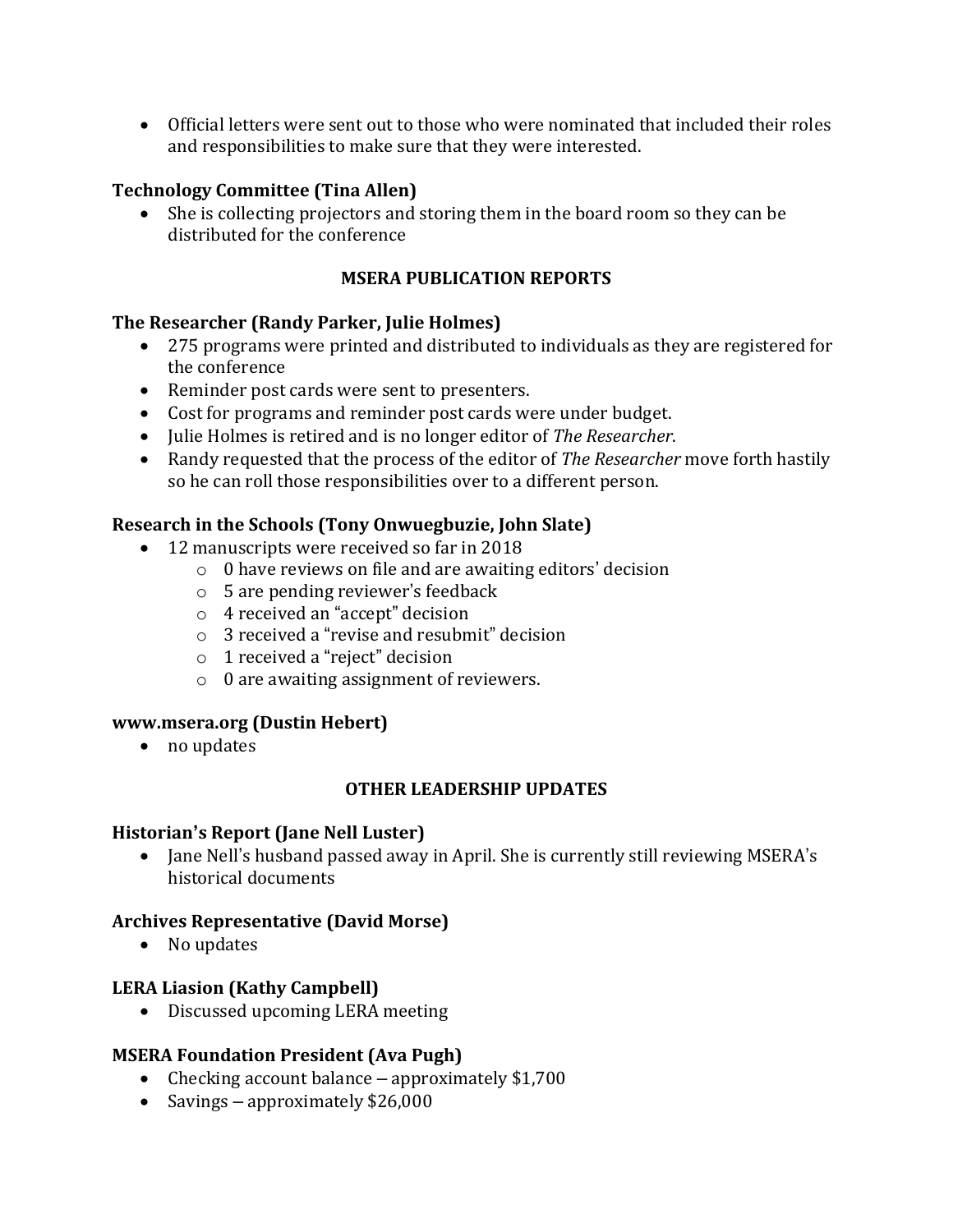- Official letters were sent out to those who were nominated that included their roles and responsibilities to make sure that they were interested.

**Technology Committee (Tina Allen)**

- She is collecting projectors and storing them in the board room so they can be distributed for the conference

## MSERA PUBLICATION REPORTS

**The Researcher (Randy Parker, Julie Holmes)**

- 275 programs were printed and distributed to individuals as they are registered for the conference
- Reminder post cards were sent to presenters.
- Cost for programs and reminder post cards were under budget.
- Julie Holmes is retired and is no longer editor of *The Researcher*.
- Randy requested that the process of the editor of *The Researcher* move forth hastily so he can roll those responsibilities over to a different person.

**Research in the Schools (Tony Onwuegbuzie, John Slate)**

- 12 manuscripts were received so far in 2018
  - 0 have reviews on file and are awaiting editors' decision
  - 5 are pending reviewer's feedback
  - 4 received an "accept" decision
  - 3 received a "revise and resubmit" decision
  - 1 received a "reject" decision
  - 0 are awaiting assignment of reviewers.

**www.msera.org (Dustin Hebert)**

- no updates

## OTHER LEADERSHIP UPDATES

**Historian's Report (Jane Nell Luster)**

- Jane Nell's husband passed away in April. She is currently still reviewing MSERA's historical documents

**Archives Representative (David Morse)**

- No updates

**LERA Liasion (Kathy Campbell)**

- Discussed upcoming LERA meeting

**MSERA Foundation President (Ava Pugh)**

- Checking account balance – approximately $1,700
- Savings – approximately $26,000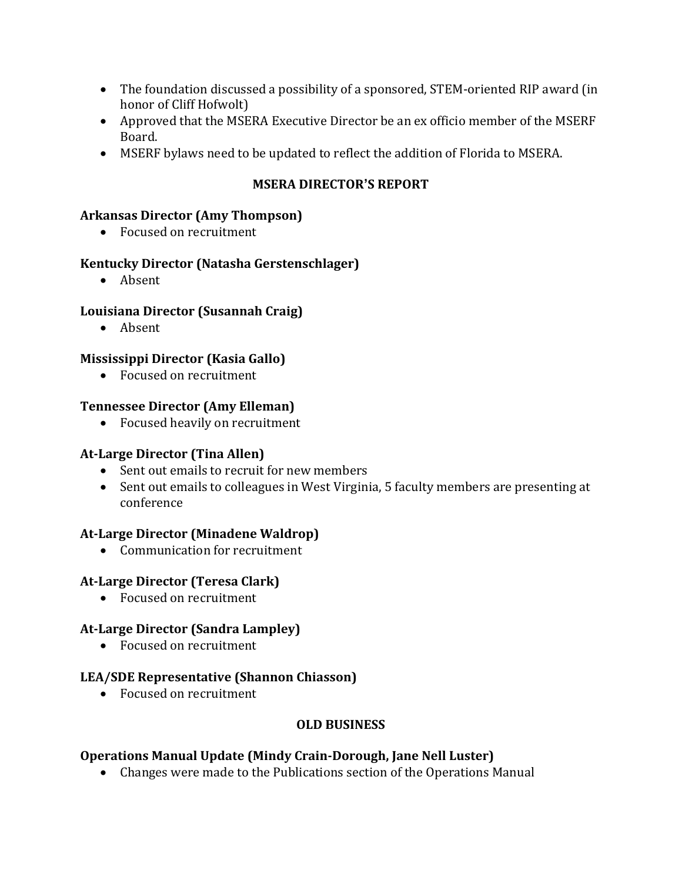- The foundation discussed a possibility of a sponsored, STEM-oriented RIP award (in honor of Cliff Hofwolt)
- Approved that the MSERA Executive Director be an ex officio member of the MSERF Board.
- MSERF bylaws need to be updated to reflect the addition of Florida to MSERA.

## MSERA DIRECTOR'S REPORT

**Arkansas Director (Amy Thompson)**

- Focused on recruitment

**Kentucky Director (Natasha Gerstenschlager)**

- Absent

**Louisiana Director (Susannah Craig)**

- Absent

**Mississippi Director (Kasia Gallo)**

- Focused on recruitment

**Tennessee Director (Amy Elleman)**

- Focused heavily on recruitment

**At-Large Director (Tina Allen)**

- Sent out emails to recruit for new members
- Sent out emails to colleagues in West Virginia, 5 faculty members are presenting at conference

**At-Large Director (Minadene Waldrop)**

- Communication for recruitment

**At-Large Director (Teresa Clark)**

- Focused on recruitment

**At-Large Director (Sandra Lampley)**

- Focused on recruitment

**LEA/SDE Representative (Shannon Chiasson)**

- Focused on recruitment

## OLD BUSINESS

**Operations Manual Update (Mindy Crain-Dorough, Jane Nell Luster)**

- Changes were made to the Publications section of the Operations Manual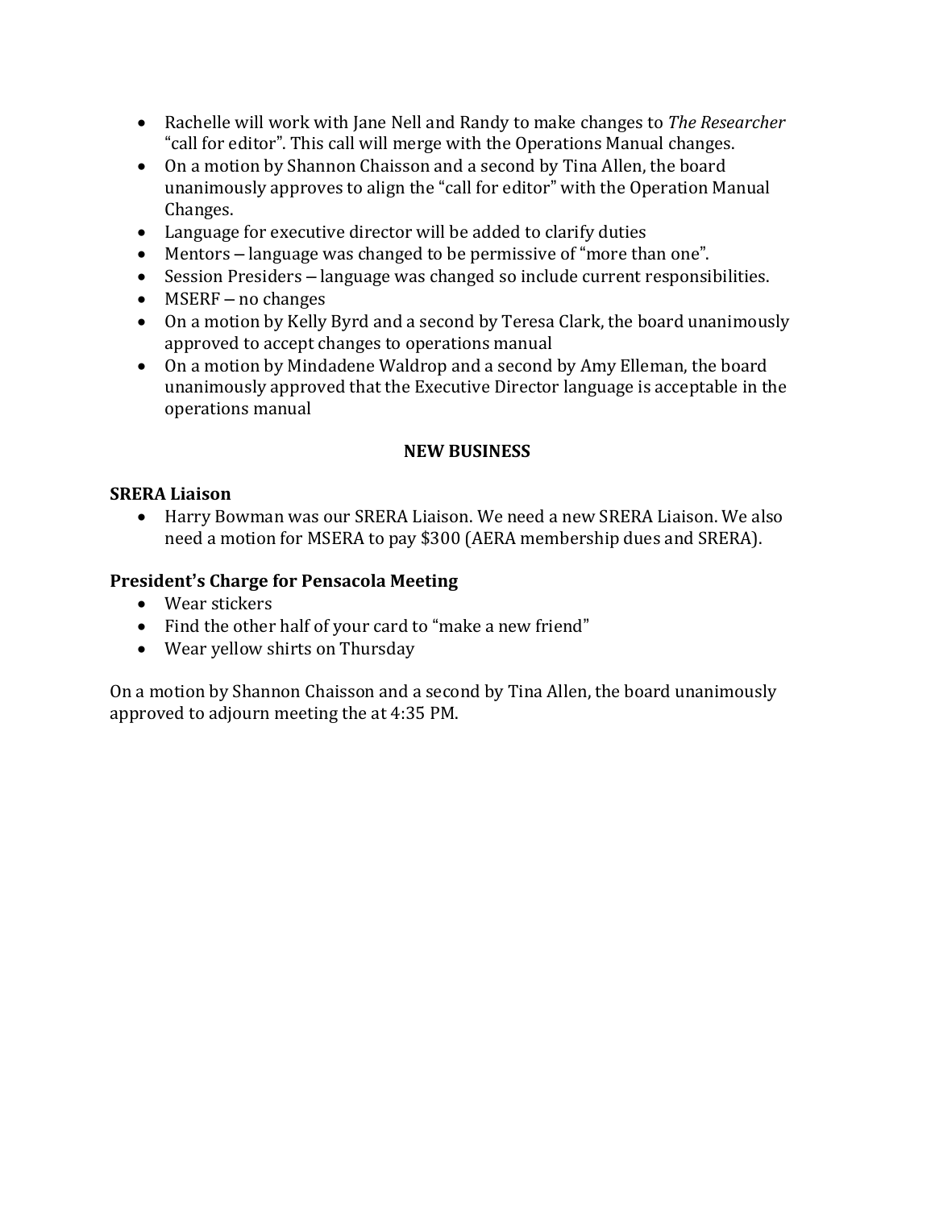- Rachelle will work with Jane Nell and Randy to make changes to *The Researcher* "call for editor". This call will merge with the Operations Manual changes.
- On a motion by Shannon Chaisson and a second by Tina Allen, the board unanimously approves to align the "call for editor" with the Operation Manual Changes.
- Language for executive director will be added to clarify duties
- Mentors – language was changed to be permissive of "more than one".
- Session Presiders – language was changed so include current responsibilities.
- MSERF – no changes
- On a motion by Kelly Byrd and a second by Teresa Clark, the board unanimously approved to accept changes to operations manual
- On a motion by Mindadene Waldrop and a second by Amy Elleman, the board unanimously approved that the Executive Director language is acceptable in the operations manual

**NEW BUSINESS**

**SRERA Liaison**

- Harry Bowman was our SRERA Liaison. We need a new SRERA Liaison. We also need a motion for MSERA to pay $300 (AERA membership dues and SRERA).

**President's Charge for Pensacola Meeting**

- Wear stickers
- Find the other half of your card to "make a new friend"
- Wear yellow shirts on Thursday

On a motion by Shannon Chaisson and a second by Tina Allen, the board unanimously approved to adjourn meeting the at 4:35 PM.